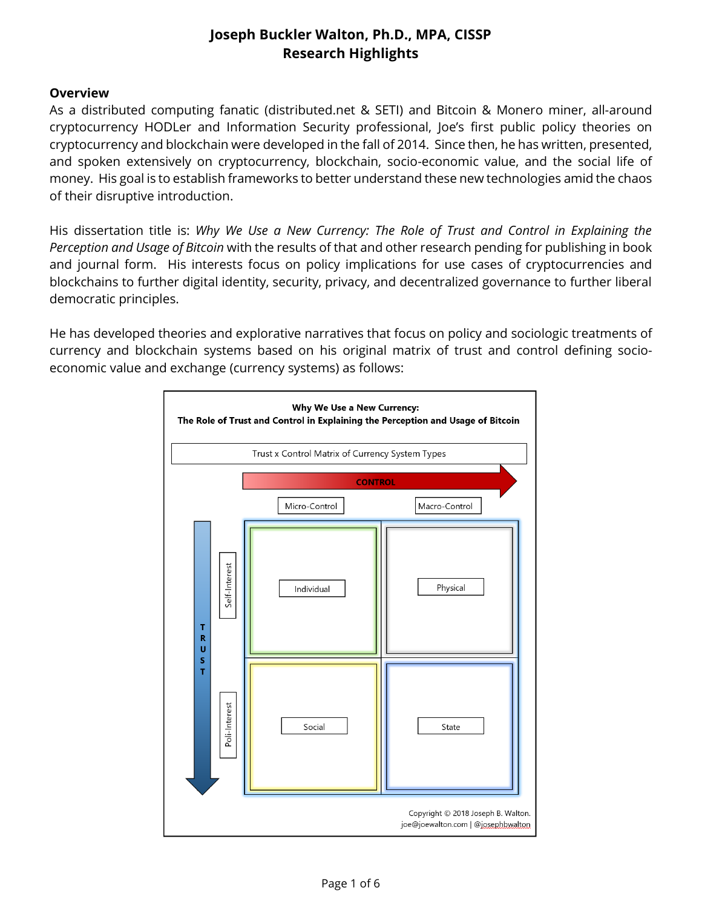# Joseph Buckler Walton, Ph.D., MPA, CISSP
## Research Highlights

### Overview

As a distributed computing fanatic (distributed.net & SETI) and Bitcoin & Monero miner, all-around cryptocurrency HODLer and Information Security professional, Joe's first public policy theories on cryptocurrency and blockchain were developed in the fall of 2014. Since then, he has written, presented, and spoken extensively on cryptocurrency, blockchain, socio-economic value, and the social life of money. His goal is to establish frameworks to better understand these new technologies amid the chaos of their disruptive introduction.

His dissertation title is: *Why We Use a New Currency: The Role of Trust and Control in Explaining the Perception and Usage of Bitcoin* with the results of that and other research pending for publishing in book and journal form. His interests focus on policy implications for use cases of cryptocurrencies and blockchains to further digital identity, security, privacy, and decentralized governance to further liberal democratic principles.

He has developed theories and explorative narratives that focus on policy and sociologic treatments of currency and blockchain systems based on his original matrix of trust and control defining socio-economic value and exchange (currency systems) as follows:

**Why We Use a New Currency:**
**The Role of Trust and Control in Explaining the Perception and Usage of Bitcoin**

Trust x Control Matrix of Currency System Types

| TRUST ↓ / CONTROL → | Micro-Control | Macro-Control |
|---|---|---|
| Self-Interest | Individual | Physical |
| Poli-Interest | Social | State |

Copyright © 2018 Joseph B. Walton.
joe@joewalton.com | @josephbwalton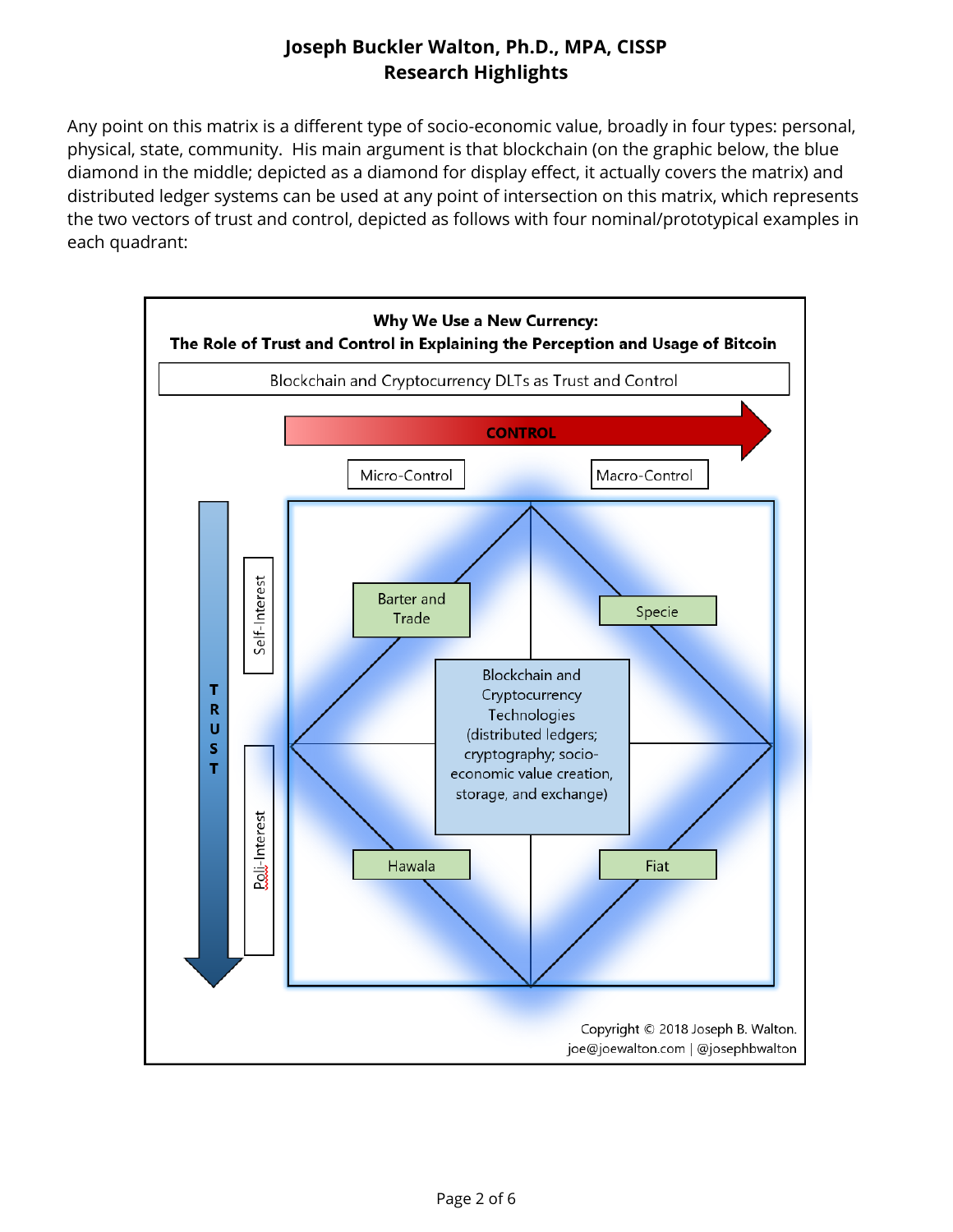**Joseph Buckler Walton, Ph.D., MPA, CISSP**
**Research Highlights**

Any point on this matrix is a different type of socio-economic value, broadly in four types: personal, physical, state, community. His main argument is that blockchain (on the graphic below, the blue diamond in the middle; depicted as a diamond for display effect, it actually covers the matrix) and distributed ledger systems can be used at any point of intersection on this matrix, which represents the two vectors of trust and control, depicted as follows with four nominal/prototypical examples in each quadrant:

**Why We Use a New Currency:**
**The Role of Trust and Control in Explaining the Perception and Usage of Bitcoin**

Blockchain and Cryptocurrency DLTs as Trust and Control

CONTROL

Micro-Control

Macro-Control

TRUST

Self-Interest

Poli-Interest

Barter and Trade

Specie

Blockchain and Cryptocurrency Technologies (distributed ledgers; cryptography; socio-economic value creation, storage, and exchange)

Hawala

Fiat

Copyright © 2018 Joseph B. Walton.
joe@joewalton.com | @josephbwalton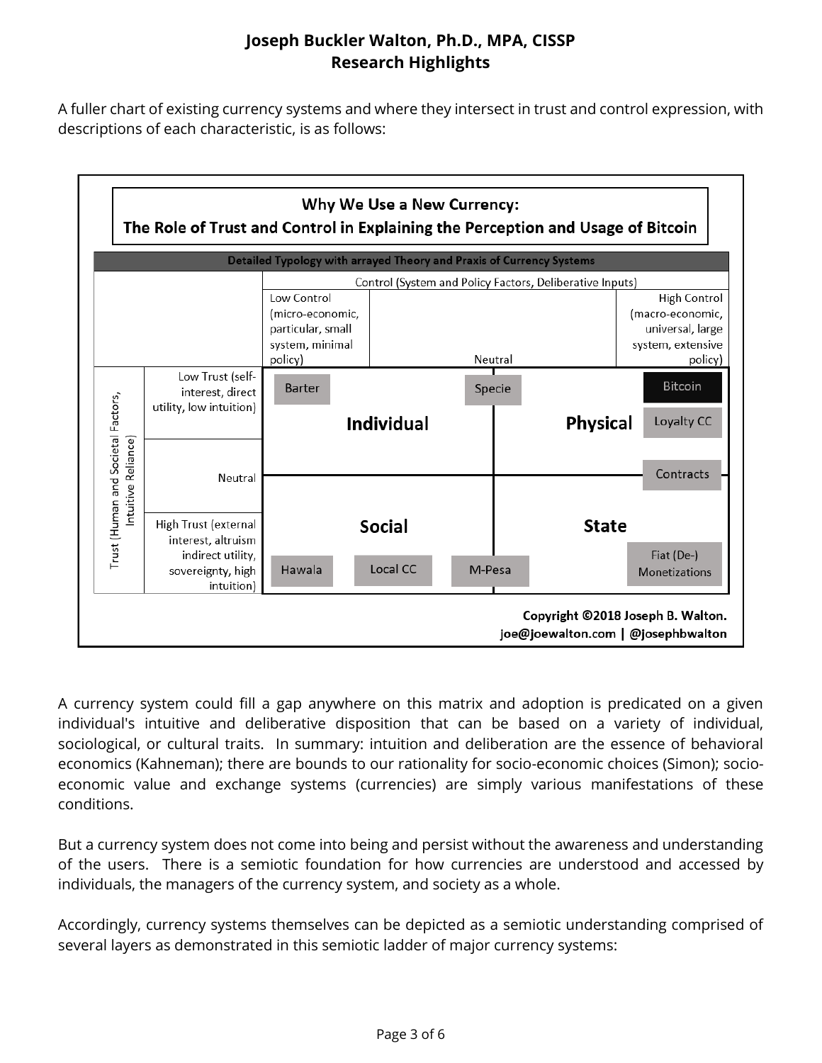A fuller chart of existing currency systems and where they intersect in trust and control expression, with descriptions of each characteristic, is as follows:

**Why We Use a New Currency:**
**The Role of Trust and Control in Explaining the Perception and Usage of Bitcoin**

**Detailed Typology with arrayed Theory and Praxis of Currency Systems**

| | | Control (System and Policy Factors, Deliberative Inputs) | | |
|---|---|---|---|---|
| | | Low Control (micro-economic, particular, small system, minimal policy) | Neutral | High Control (macro-economic, universal, large system, extensive policy) |
| Trust (Human and Societal Factors, Intuitive Reliance) | Low Trust (self-interest, direct utility, low intuition) | Barter; **Individual** | Specie | Bitcoin; **Physical**; Loyalty CC |
| | Neutral | | | Contracts |
| | High Trust (external interest, altruism indirect utility, sovereignty, high intuition) | **Social**; Hawala; Local CC | M-Pesa | **State**; Fiat (De-) Monetizations |

Copyright ©2018 Joseph B. Walton.
joe@joewalton.com | @josephbwalton

A currency system could fill a gap anywhere on this matrix and adoption is predicated on a given individual's intuitive and deliberative disposition that can be based on a variety of individual, sociological, or cultural traits. In summary: intuition and deliberation are the essence of behavioral economics (Kahneman); there are bounds to our rationality for socio-economic choices (Simon); socio-economic value and exchange systems (currencies) are simply various manifestations of these conditions.

But a currency system does not come into being and persist without the awareness and understanding of the users. There is a semiotic foundation for how currencies are understood and accessed by individuals, the managers of the currency system, and society as a whole.

Accordingly, currency systems themselves can be depicted as a semiotic understanding comprised of several layers as demonstrated in this semiotic ladder of major currency systems: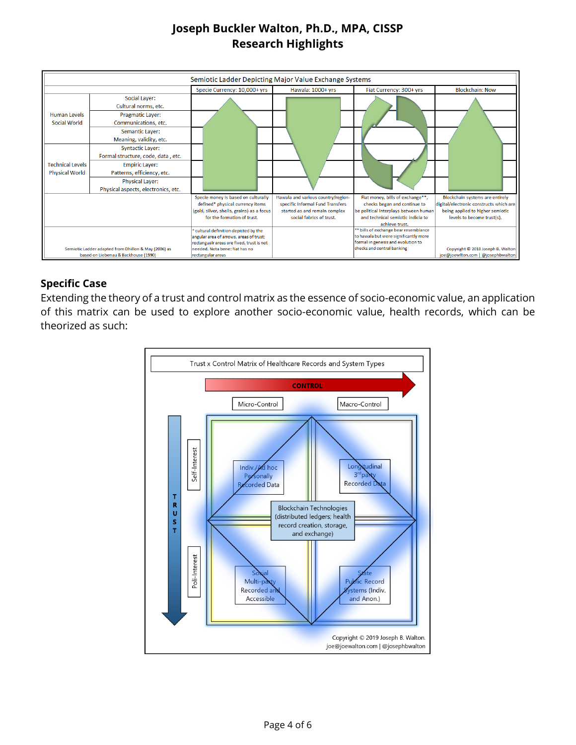# Joseph Buckler Walton, Ph.D., MPA, CISSP
## Research Highlights

| Semiotic Ladder Depicting Major Value Exchange Systems | | | | | |
|---|---|---|---|---|---|
| | | Specie Currency: 10,000+ yrs | Hawala: 1000+ yrs | Fiat Currency: 300+ yrs | Blockchain: Now |
| Human Levels Social World | Social Layer: Cultural norms, etc. | | | | |
| | Pragmatic Layer: Communications, etc. | | | | |
| | Semantic Layer: Meaning, validity, etc. | | | | |
| Technical Levels Physical World | Syntactic Layer: Formal structure, code, data , etc. | | | | |
| | Empiric Layer: Patterns, efficiency, etc. | | | | |
| | Physical Layer: Physical aspects, electronics, etc. | | | | |
| | | Specie money is based on culturally defined* physical currency items (gold, silver, shells, grains) as a focus for the formation of trust. | Hawala and various country/region-specific Informal Fund Transfers started as and remain complex social fabrics of trust. | Fiat money, bills of exchange**, checks began and continue to be political interplays between human and technical semiotic indicia to achieve trust. | Blockchain systems are entirely digital/electronic constructs which are being applied to higher semiotic levels to become trust(s). |
| Semiotic Ladder adapted from Dhillon & May (2006) as based on Liebenau & Backhouse (1990) | | * cultural definition depicted by the angular area of arrows, areas of trust; rectangualr areas are fixed, trust is not needed. Nota bene: fiat has no rectangular areas | | ** bills of exchange bear resemblance to hawala but were significantly more formal in genesis and evolution to checks and central banking | Copyright © 2018 Joseph B. Walton joe@joewlton.com \| @josephbwalton |

### Specific Case

Extending the theory of a trust and control matrix as the essence of socio-economic value, an application of this matrix can be used to explore another socio-economic value, health records, which can be theorized as such:

Trust x Control Matrix of Healthcare Records and System Types

CONTROL: Micro-Control → Macro-Control

TRUST: Self-Interest → Poli-Interest

| | Micro-Control | Macro-Control |
|---|---|---|
| Self-Interest | Indiv./Ad hoc Personally Recorded Data | Longitudinal 3rd party Recorded Data |
| Poli-Interest | Social Multi-party Recorded and Accessible | State Public Record Systems (Indiv. and Anon.) |

Center: Blockchain Technologies (distributed ledgers; health record creation, storage, and exchange)

Copyright © 2019 Joseph B. Walton.
joe@joewalton.com | @josephbwalton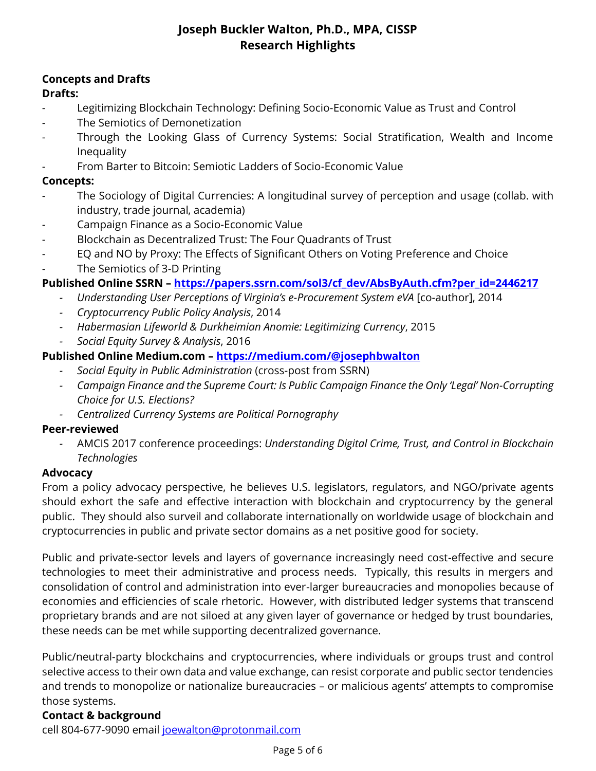# Joseph Buckler Walton, Ph.D., MPA, CISSP
## Research Highlights

**Concepts and Drafts**

**Drafts:**

- Legitimizing Blockchain Technology: Defining Socio-Economic Value as Trust and Control
- The Semiotics of Demonetization
- Through the Looking Glass of Currency Systems: Social Stratification, Wealth and Income Inequality
- From Barter to Bitcoin: Semiotic Ladders of Socio-Economic Value

**Concepts:**

- The Sociology of Digital Currencies: A longitudinal survey of perception and usage (collab. with industry, trade journal, academia)
- Campaign Finance as a Socio-Economic Value
- Blockchain as Decentralized Trust: The Four Quadrants of Trust
- EQ and NO by Proxy: The Effects of Significant Others on Voting Preference and Choice
- The Semiotics of 3-D Printing

**Published Online SSRN – [https://papers.ssrn.com/sol3/cf_dev/AbsByAuth.cfm?per_id=2446217](https://papers.ssrn.com/sol3/cf_dev/AbsByAuth.cfm?per_id=2446217)**

- *Understanding User Perceptions of Virginia's e-Procurement System eVA* [co-author], 2014
- *Cryptocurrency Public Policy Analysis*, 2014
- *Habermasian Lifeworld & Durkheimian Anomie: Legitimizing Currency*, 2015
- *Social Equity Survey & Analysis*, 2016

**Published Online Medium.com – [https://medium.com/@josephbwalton](https://medium.com/@josephbwalton)**

- *Social Equity in Public Administration* (cross-post from SSRN)
- *Campaign Finance and the Supreme Court: Is Public Campaign Finance the Only 'Legal' Non-Corrupting Choice for U.S. Elections?*
- *Centralized Currency Systems are Political Pornography*

**Peer-reviewed**

- AMCIS 2017 conference proceedings: *Understanding Digital Crime, Trust, and Control in Blockchain Technologies*

**Advocacy**

From a policy advocacy perspective, he believes U.S. legislators, regulators, and NGO/private agents should exhort the safe and effective interaction with blockchain and cryptocurrency by the general public. They should also surveil and collaborate internationally on worldwide usage of blockchain and cryptocurrencies in public and private sector domains as a net positive good for society.

Public and private-sector levels and layers of governance increasingly need cost-effective and secure technologies to meet their administrative and process needs. Typically, this results in mergers and consolidation of control and administration into ever-larger bureaucracies and monopolies because of economies and efficiencies of scale rhetoric. However, with distributed ledger systems that transcend proprietary brands and are not siloed at any given layer of governance or hedged by trust boundaries, these needs can be met while supporting decentralized governance.

Public/neutral-party blockchains and cryptocurrencies, where individuals or groups trust and control selective access to their own data and value exchange, can resist corporate and public sector tendencies and trends to monopolize or nationalize bureaucracies – or malicious agents' attempts to compromise those systems.

**Contact & background**

cell 804-677-9090 email [joewalton@protonmail.com](mailto:joewalton@protonmail.com)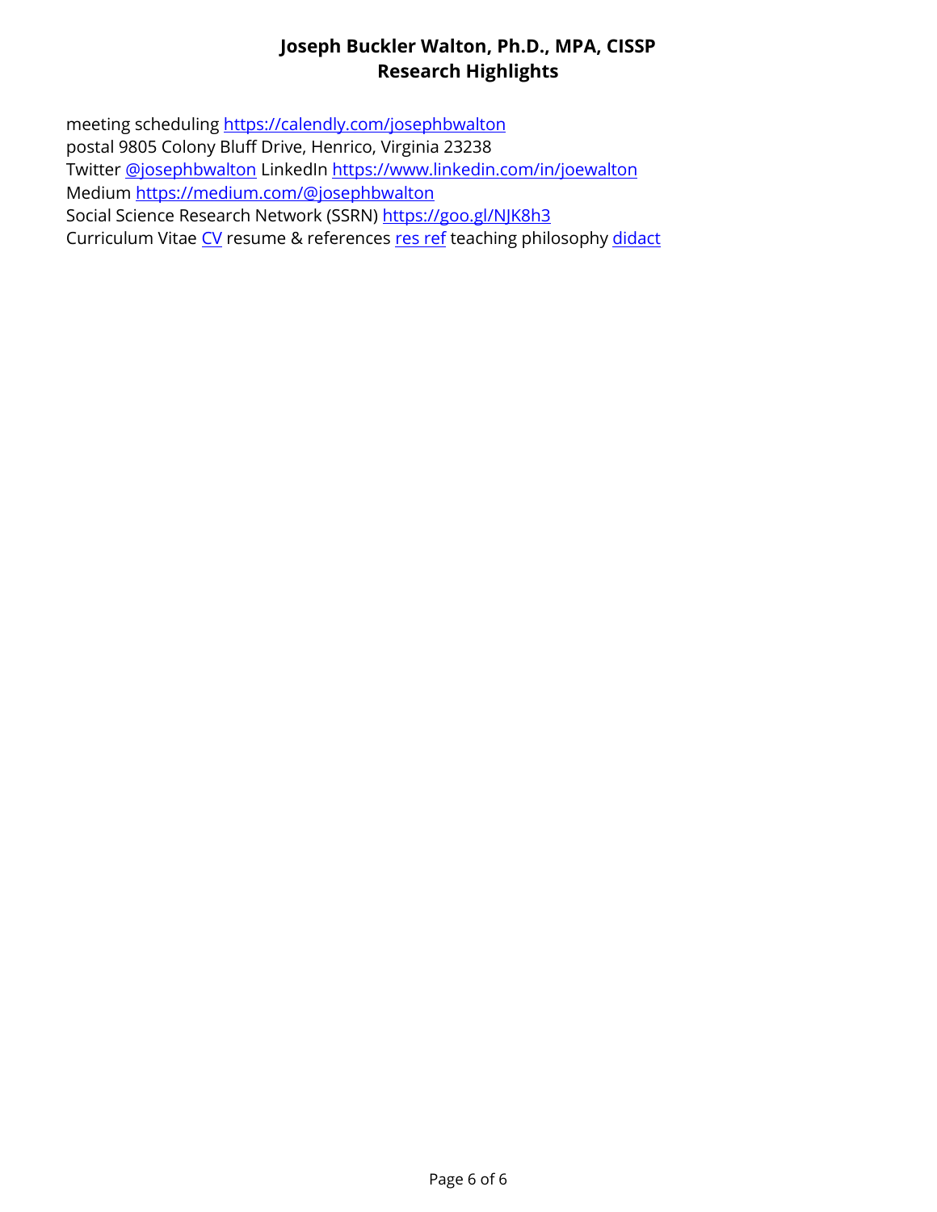meeting scheduling https://calendly.com/josephbwalton
postal 9805 Colony Bluff Drive, Henrico, Virginia 23238
Twitter @josephbwalton LinkedIn https://www.linkedin.com/in/joewalton
Medium https://medium.com/@josephbwalton
Social Science Research Network (SSRN) https://goo.gl/NJK8h3
Curriculum Vitae CV resume & references res ref teaching philosophy didact